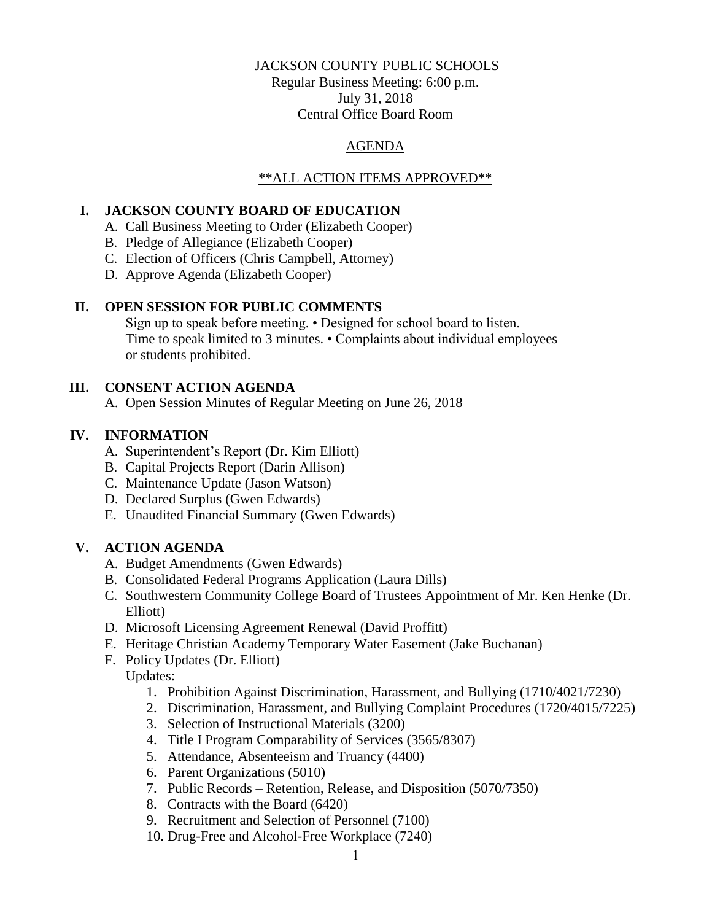JACKSON COUNTY PUBLIC SCHOOLS
Regular Business Meeting: 6:00 p.m.
July 31, 2018
Central Office Board Room

AGENDA

\*\*ALL ACTION ITEMS APPROVED\*\*

## I. JACKSON COUNTY BOARD OF EDUCATION

A. Call Business Meeting to Order (Elizabeth Cooper)
B. Pledge of Allegiance (Elizabeth Cooper)
C. Election of Officers (Chris Campbell, Attorney)
D. Approve Agenda (Elizabeth Cooper)

## II. OPEN SESSION FOR PUBLIC COMMENTS

Sign up to speak before meeting. • Designed for school board to listen.
Time to speak limited to 3 minutes. • Complaints about individual employees or students prohibited.

## III. CONSENT ACTION AGENDA

A. Open Session Minutes of Regular Meeting on June 26, 2018

## IV. INFORMATION

A. Superintendent's Report (Dr. Kim Elliott)
B. Capital Projects Report (Darin Allison)
C. Maintenance Update (Jason Watson)
D. Declared Surplus (Gwen Edwards)
E. Unaudited Financial Summary (Gwen Edwards)

## V. ACTION AGENDA

A. Budget Amendments (Gwen Edwards)
B. Consolidated Federal Programs Application (Laura Dills)
C. Southwestern Community College Board of Trustees Appointment of Mr. Ken Henke (Dr. Elliott)
D. Microsoft Licensing Agreement Renewal (David Proffitt)
E. Heritage Christian Academy Temporary Water Easement (Jake Buchanan)
F. Policy Updates (Dr. Elliott)
   Updates:
   1. Prohibition Against Discrimination, Harassment, and Bullying (1710/4021/7230)
   2. Discrimination, Harassment, and Bullying Complaint Procedures (1720/4015/7225)
   3. Selection of Instructional Materials (3200)
   4. Title I Program Comparability of Services (3565/8307)
   5. Attendance, Absenteeism and Truancy (4400)
   6. Parent Organizations (5010)
   7. Public Records – Retention, Release, and Disposition (5070/7350)
   8. Contracts with the Board (6420)
   9. Recruitment and Selection of Personnel (7100)
   10. Drug-Free and Alcohol-Free Workplace (7240)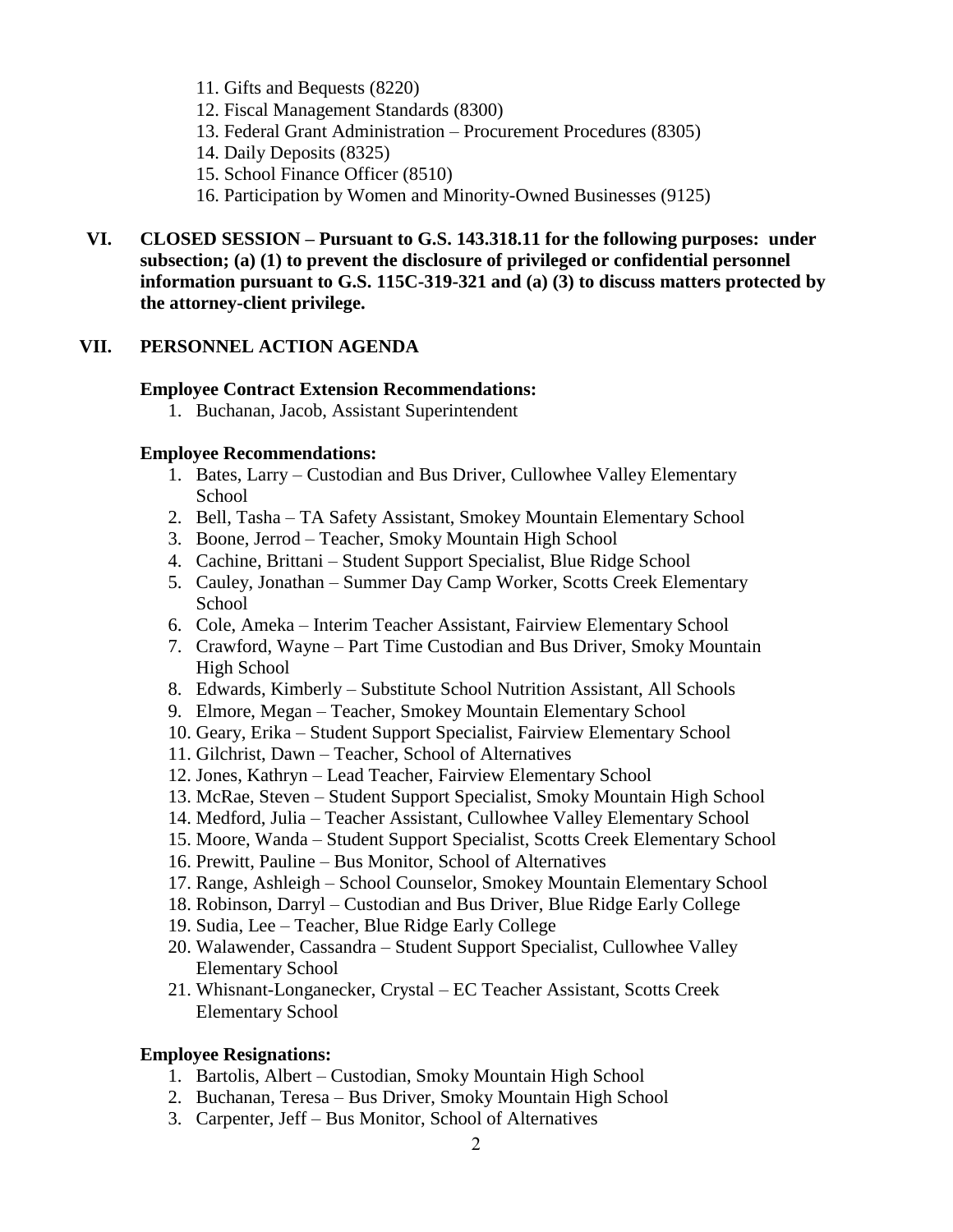11. Gifts and Bequests (8220)
12. Fiscal Management Standards (8300)
13. Federal Grant Administration – Procurement Procedures (8305)
14. Daily Deposits (8325)
15. School Finance Officer (8510)
16. Participation by Women and Minority-Owned Businesses (9125)

## VI. CLOSED SESSION – Pursuant to G.S. 143.318.11 for the following purposes: under subsection; (a) (1) to prevent the disclosure of privileged or confidential personnel information pursuant to G.S. 115C-319-321 and (a) (3) to discuss matters protected by the attorney-client privilege.

## VII. PERSONNEL ACTION AGENDA

**Employee Contract Extension Recommendations:**

1. Buchanan, Jacob, Assistant Superintendent

**Employee Recommendations:**

1. Bates, Larry – Custodian and Bus Driver, Cullowhee Valley Elementary School
2. Bell, Tasha – TA Safety Assistant, Smokey Mountain Elementary School
3. Boone, Jerrod – Teacher, Smoky Mountain High School
4. Cachine, Brittani – Student Support Specialist, Blue Ridge School
5. Cauley, Jonathan – Summer Day Camp Worker, Scotts Creek Elementary School
6. Cole, Ameka – Interim Teacher Assistant, Fairview Elementary School
7. Crawford, Wayne – Part Time Custodian and Bus Driver, Smoky Mountain High School
8. Edwards, Kimberly – Substitute School Nutrition Assistant, All Schools
9. Elmore, Megan – Teacher, Smokey Mountain Elementary School
10. Geary, Erika – Student Support Specialist, Fairview Elementary School
11. Gilchrist, Dawn – Teacher, School of Alternatives
12. Jones, Kathryn – Lead Teacher, Fairview Elementary School
13. McRae, Steven – Student Support Specialist, Smoky Mountain High School
14. Medford, Julia – Teacher Assistant, Cullowhee Valley Elementary School
15. Moore, Wanda – Student Support Specialist, Scotts Creek Elementary School
16. Prewitt, Pauline – Bus Monitor, School of Alternatives
17. Range, Ashleigh – School Counselor, Smokey Mountain Elementary School
18. Robinson, Darryl – Custodian and Bus Driver, Blue Ridge Early College
19. Sudia, Lee – Teacher, Blue Ridge Early College
20. Walawender, Cassandra – Student Support Specialist, Cullowhee Valley Elementary School
21. Whisnant-Longanecker, Crystal – EC Teacher Assistant, Scotts Creek Elementary School

**Employee Resignations:**

1. Bartolis, Albert – Custodian, Smoky Mountain High School
2. Buchanan, Teresa – Bus Driver, Smoky Mountain High School
3. Carpenter, Jeff – Bus Monitor, School of Alternatives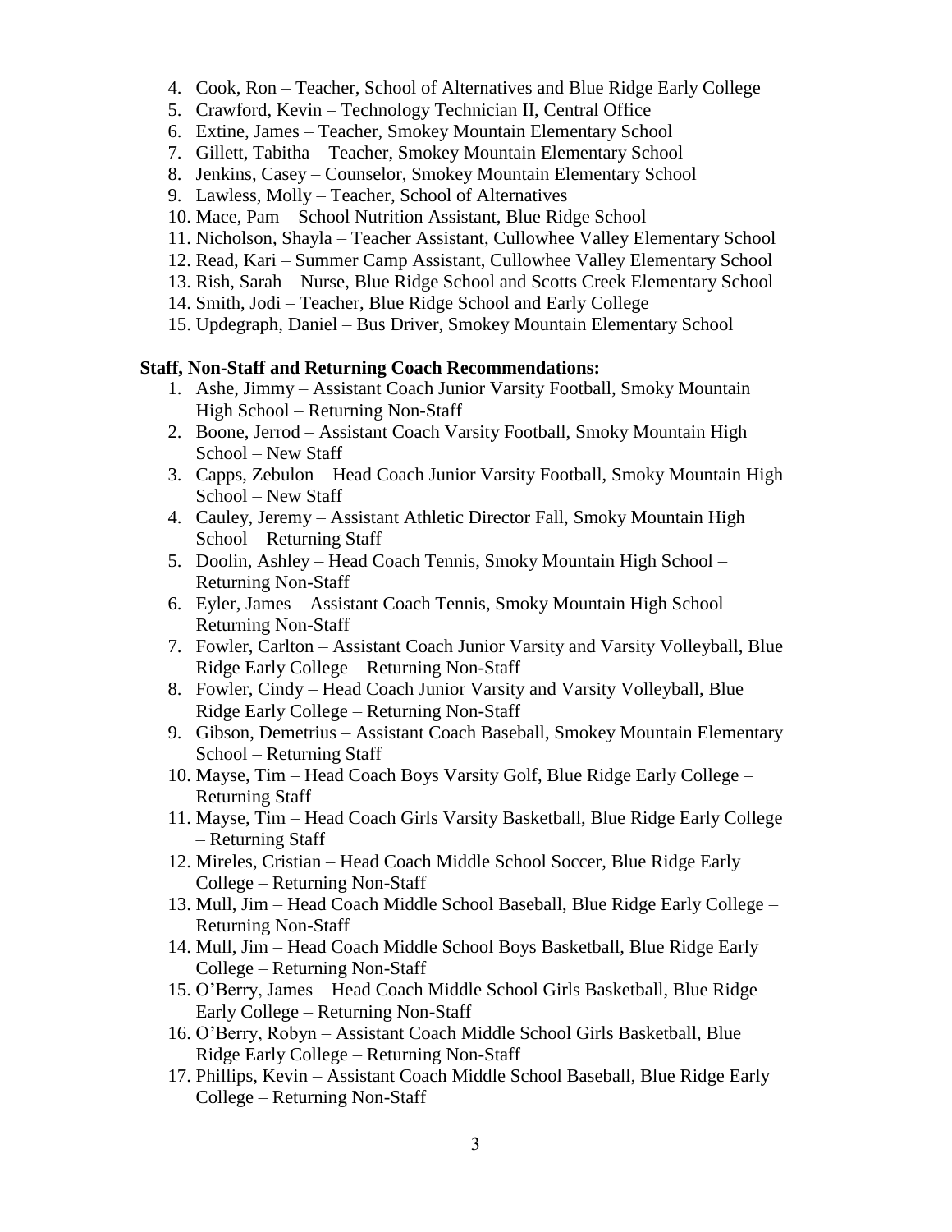4. Cook, Ron – Teacher, School of Alternatives and Blue Ridge Early College
5. Crawford, Kevin – Technology Technician II, Central Office
6. Extine, James – Teacher, Smokey Mountain Elementary School
7. Gillett, Tabitha – Teacher, Smokey Mountain Elementary School
8. Jenkins, Casey – Counselor, Smokey Mountain Elementary School
9. Lawless, Molly – Teacher, School of Alternatives
10. Mace, Pam – School Nutrition Assistant, Blue Ridge School
11. Nicholson, Shayla – Teacher Assistant, Cullowhee Valley Elementary School
12. Read, Kari – Summer Camp Assistant, Cullowhee Valley Elementary School
13. Rish, Sarah – Nurse, Blue Ridge School and Scotts Creek Elementary School
14. Smith, Jodi – Teacher, Blue Ridge School and Early College
15. Updegraph, Daniel – Bus Driver, Smokey Mountain Elementary School

**Staff, Non-Staff and Returning Coach Recommendations:**

1. Ashe, Jimmy – Assistant Coach Junior Varsity Football, Smoky Mountain High School – Returning Non-Staff
2. Boone, Jerrod – Assistant Coach Varsity Football, Smoky Mountain High School – New Staff
3. Capps, Zebulon – Head Coach Junior Varsity Football, Smoky Mountain High School – New Staff
4. Cauley, Jeremy – Assistant Athletic Director Fall, Smoky Mountain High School – Returning Staff
5. Doolin, Ashley – Head Coach Tennis, Smoky Mountain High School – Returning Non-Staff
6. Eyler, James – Assistant Coach Tennis, Smoky Mountain High School – Returning Non-Staff
7. Fowler, Carlton – Assistant Coach Junior Varsity and Varsity Volleyball, Blue Ridge Early College – Returning Non-Staff
8. Fowler, Cindy – Head Coach Junior Varsity and Varsity Volleyball, Blue Ridge Early College – Returning Non-Staff
9. Gibson, Demetrius – Assistant Coach Baseball, Smokey Mountain Elementary School – Returning Staff
10. Mayse, Tim – Head Coach Boys Varsity Golf, Blue Ridge Early College – Returning Staff
11. Mayse, Tim – Head Coach Girls Varsity Basketball, Blue Ridge Early College – Returning Staff
12. Mireles, Cristian – Head Coach Middle School Soccer, Blue Ridge Early College – Returning Non-Staff
13. Mull, Jim – Head Coach Middle School Baseball, Blue Ridge Early College – Returning Non-Staff
14. Mull, Jim – Head Coach Middle School Boys Basketball, Blue Ridge Early College – Returning Non-Staff
15. O'Berry, James – Head Coach Middle School Girls Basketball, Blue Ridge Early College – Returning Non-Staff
16. O'Berry, Robyn – Assistant Coach Middle School Girls Basketball, Blue Ridge Early College – Returning Non-Staff
17. Phillips, Kevin – Assistant Coach Middle School Baseball, Blue Ridge Early College – Returning Non-Staff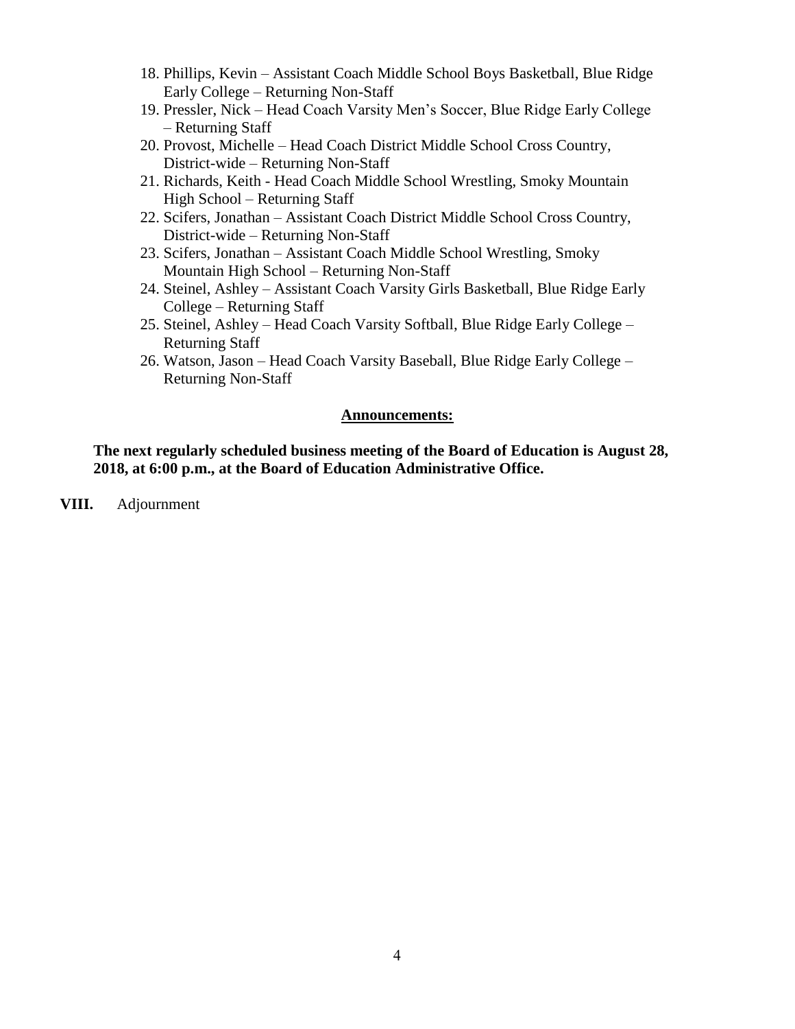18. Phillips, Kevin – Assistant Coach Middle School Boys Basketball, Blue Ridge Early College – Returning Non-Staff
19. Pressler, Nick – Head Coach Varsity Men's Soccer, Blue Ridge Early College – Returning Staff
20. Provost, Michelle – Head Coach District Middle School Cross Country, District-wide – Returning Non-Staff
21. Richards, Keith - Head Coach Middle School Wrestling, Smoky Mountain High School – Returning Staff
22. Scifers, Jonathan – Assistant Coach District Middle School Cross Country, District-wide – Returning Non-Staff
23. Scifers, Jonathan – Assistant Coach Middle School Wrestling, Smoky Mountain High School – Returning Non-Staff
24. Steinel, Ashley – Assistant Coach Varsity Girls Basketball, Blue Ridge Early College – Returning Staff
25. Steinel, Ashley – Head Coach Varsity Softball, Blue Ridge Early College – Returning Staff
26. Watson, Jason – Head Coach Varsity Baseball, Blue Ridge Early College – Returning Non-Staff

**Announcements:**

**The next regularly scheduled business meeting of the Board of Education is August 28, 2018, at 6:00 p.m., at the Board of Education Administrative Office.**

**VIII.** Adjournment